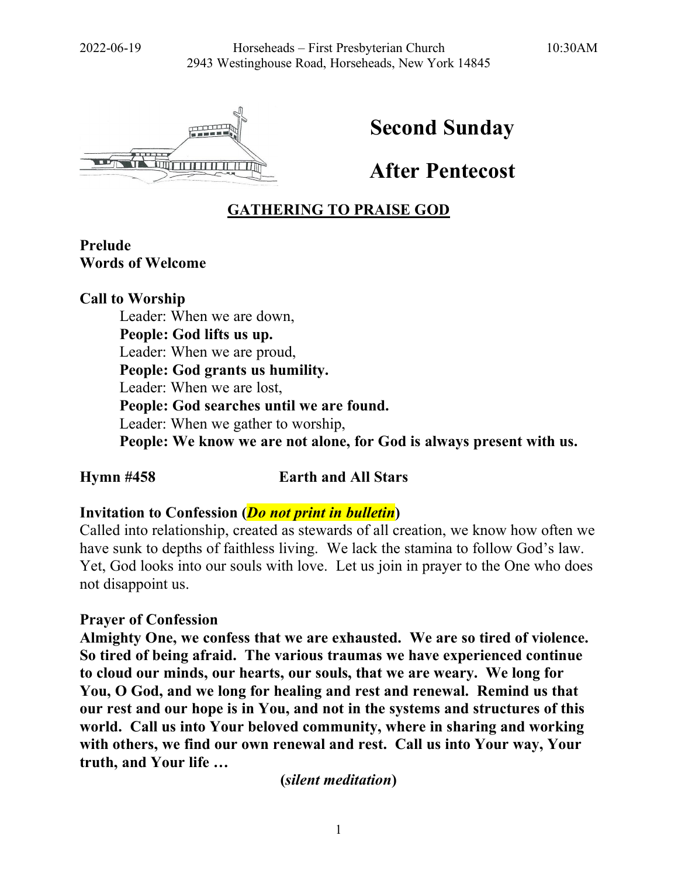2022-06-19 Horseheads – First Presbyterian Church 10:30AM
2943 Westinghouse Road, Horseheads, New York 14845

# Second Sunday After Pentecost

## GATHERING TO PRAISE GOD

**Prelude**
**Words of Welcome**

**Call to Worship**

Leader: When we are down,
**People: God lifts us up.**
Leader: When we are proud,
**People: God grants us humility.**
Leader: When we are lost,
**People: God searches until we are found.**
Leader: When we gather to worship,
**People: We know we are not alone, for God is always present with us.**

**Hymn #458** **Earth and All Stars**

**Invitation to Confession (*Do not print in bulletin*)**

Called into relationship, created as stewards of all creation, we know how often we have sunk to depths of faithless living. We lack the stamina to follow God's law. Yet, God looks into our souls with love. Let us join in prayer to the One who does not disappoint us.

**Prayer of Confession**

**Almighty One, we confess that we are exhausted. We are so tired of violence. So tired of being afraid. The various traumas we have experienced continue to cloud our minds, our hearts, our souls, that we are weary. We long for You, O God, and we long for healing and rest and renewal. Remind us that our rest and our hope is in You, and not in the systems and structures of this world. Call us into Your beloved community, where in sharing and working with others, we find our own renewal and rest. Call us into Your way, Your truth, and Your life …**

**(*silent meditation*)**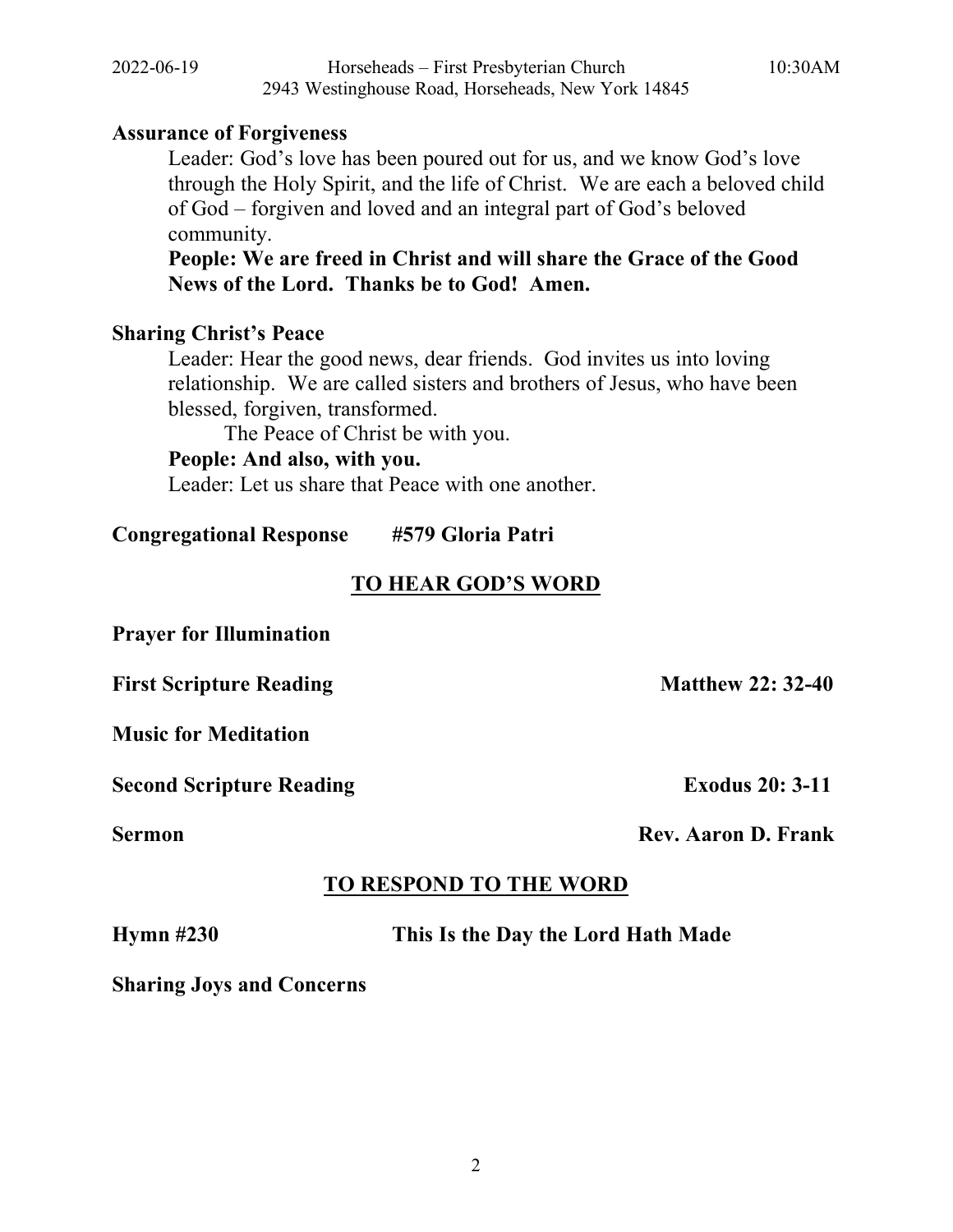**Assurance of Forgiveness**

Leader: God's love has been poured out for us, and we know God's love through the Holy Spirit, and the life of Christ. We are each a beloved child of God – forgiven and loved and an integral part of God's beloved community.

**People: We are freed in Christ and will share the Grace of the Good News of the Lord. Thanks be to God! Amen.**

**Sharing Christ's Peace**

Leader: Hear the good news, dear friends. God invites us into loving relationship. We are called sisters and brothers of Jesus, who have been blessed, forgiven, transformed.

The Peace of Christ be with you.

**People: And also, with you.**

Leader: Let us share that Peace with one another.

**Congregational Response** **#579 Gloria Patri**

## TO HEAR GOD'S WORD

**Prayer for Illumination**

**First Scripture Reading** **Matthew 22: 32-40**

**Music for Meditation**

**Second Scripture Reading** **Exodus 20: 3-11**

**Sermon** **Rev. Aaron D. Frank**

## TO RESPOND TO THE WORD

**Hymn #230** **This Is the Day the Lord Hath Made**

**Sharing Joys and Concerns**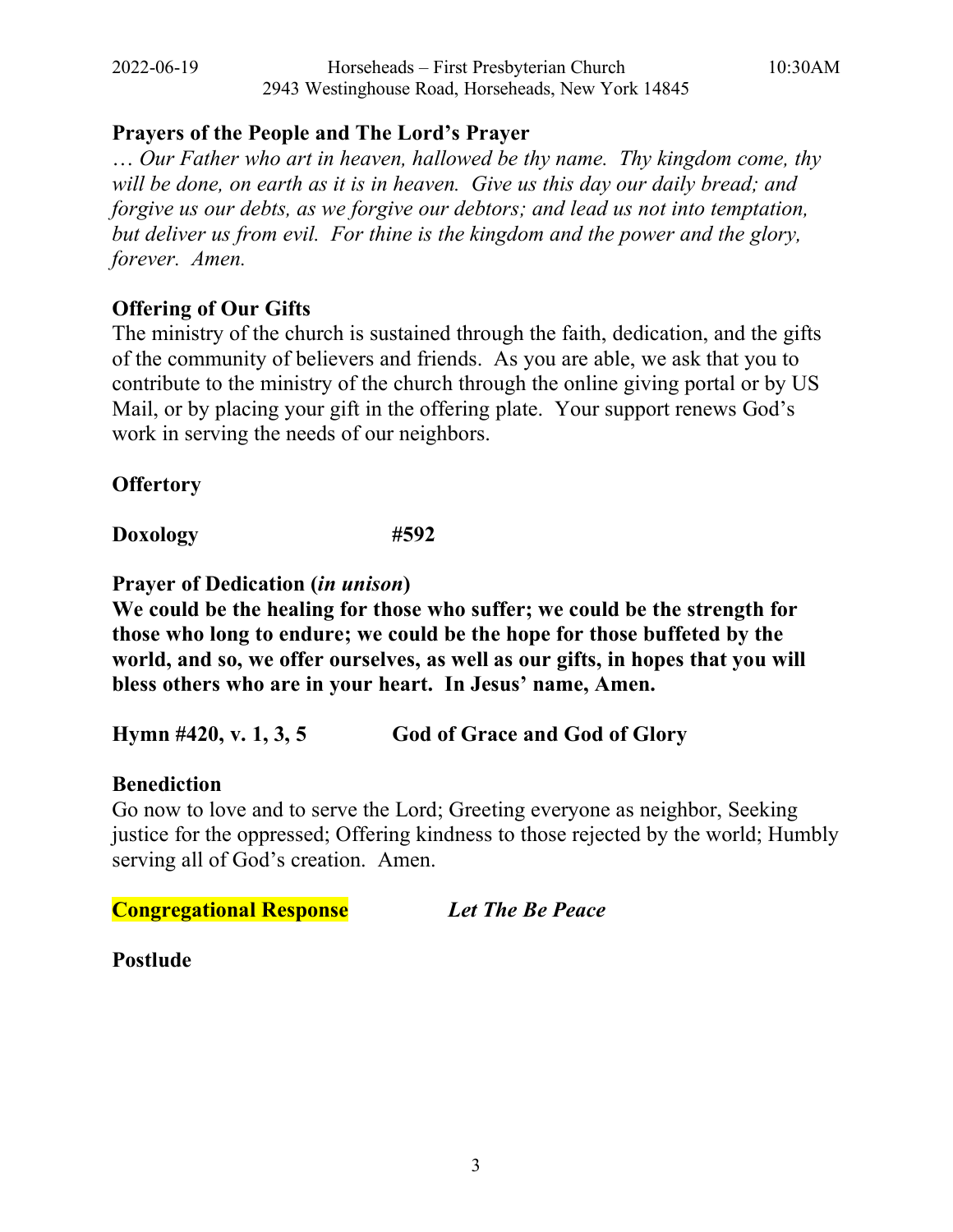**Prayers of the People and The Lord's Prayer**

*… Our Father who art in heaven, hallowed be thy name. Thy kingdom come, thy will be done, on earth as it is in heaven. Give us this day our daily bread; and forgive us our debts, as we forgive our debtors; and lead us not into temptation, but deliver us from evil. For thine is the kingdom and the power and the glory, forever. Amen.*

**Offering of Our Gifts**

The ministry of the church is sustained through the faith, dedication, and the gifts of the community of believers and friends. As you are able, we ask that you to contribute to the ministry of the church through the online giving portal or by US Mail, or by placing your gift in the offering plate. Your support renews God's work in serving the needs of our neighbors.

**Offertory**

**Doxology** **#592**

**Prayer of Dedication (*in unison*)**

**We could be the healing for those who suffer; we could be the strength for those who long to endure; we could be the hope for those buffeted by the world, and so, we offer ourselves, as well as our gifts, in hopes that you will bless others who are in your heart. In Jesus' name, Amen.**

**Hymn #420, v. 1, 3, 5** **God of Grace and God of Glory**

**Benediction**

Go now to love and to serve the Lord; Greeting everyone as neighbor, Seeking justice for the oppressed; Offering kindness to those rejected by the world; Humbly serving all of God's creation. Amen.

**Congregational Response** ***Let The Be Peace***

**Postlude**